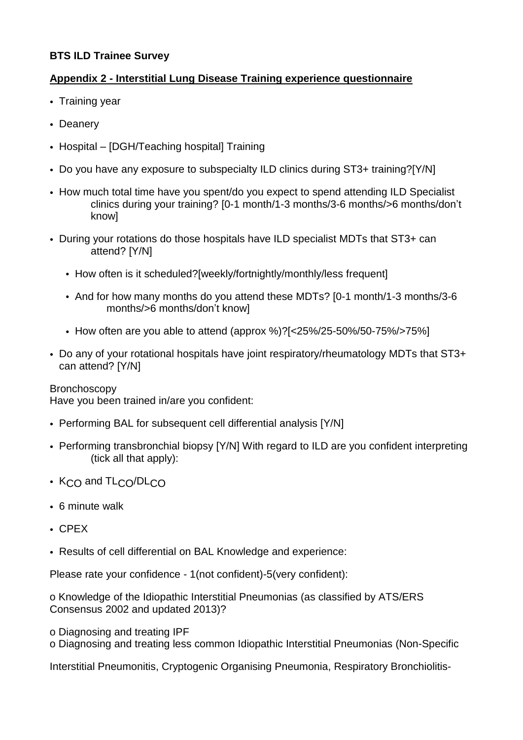**BTS ILD Trainee Survey**

**Appendix 2 - Interstitial Lung Disease Training experience questionnaire**

- Training year
- Deanery
- Hospital – [DGH/Teaching hospital] Training
- Do you have any exposure to subspecialty ILD clinics during ST3+ training?[Y/N]
- How much total time have you spent/do you expect to spend attending ILD Specialist clinics during your training? [0-1 month/1-3 months/3-6 months/>6 months/don't know]
- During your rotations do those hospitals have ILD specialist MDTs that ST3+ can attend? [Y/N]
  - How often is it scheduled?[weekly/fortnightly/monthly/less frequent]
  - And for how many months do you attend these MDTs? [0-1 month/1-3 months/3-6 months/>6 months/don't know]
  - How often are you able to attend (approx %)?[<25%/25-50%/50-75%/>75%]
- Do any of your rotational hospitals have joint respiratory/rheumatology MDTs that ST3+ can attend? [Y/N]

Bronchoscopy
Have you been trained in/are you confident:

- Performing BAL for subsequent cell differential analysis [Y/N]
- Performing transbronchial biopsy [Y/N] With regard to ILD are you confident interpreting (tick all that apply):
- $K_{CO}$ and $TL_{CO}/DL_{CO}$
- 6 minute walk
- CPEX
- Results of cell differential on BAL Knowledge and experience:

Please rate your confidence - 1(not confident)-5(very confident):

o Knowledge of the Idiopathic Interstitial Pneumonias (as classified by ATS/ERS Consensus 2002 and updated 2013)?

o Diagnosing and treating IPF
o Diagnosing and treating less common Idiopathic Interstitial Pneumonias (Non-Specific

Interstitial Pneumonitis, Cryptogenic Organising Pneumonia, Respiratory Bronchiolitis-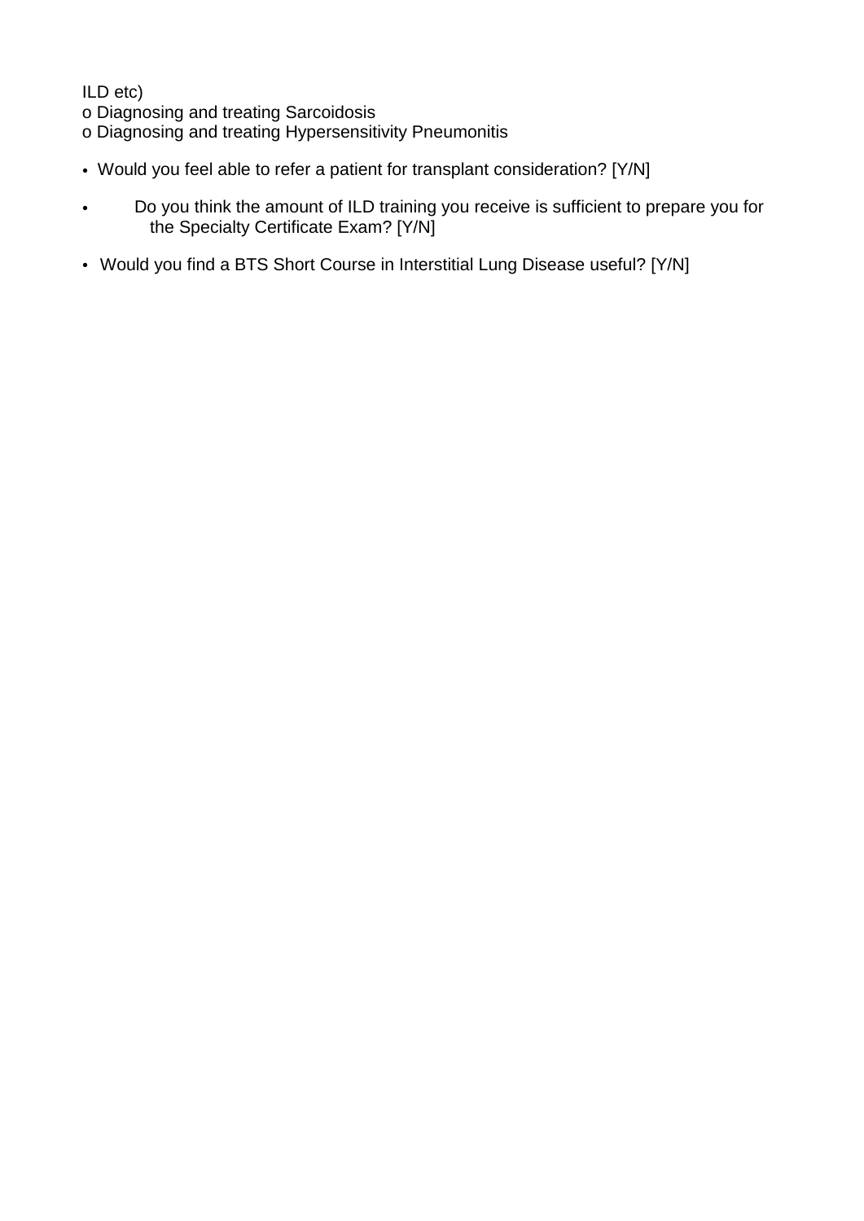ILD etc)

o Diagnosing and treating Sarcoidosis

o Diagnosing and treating Hypersensitivity Pneumonitis

- Would you feel able to refer a patient for transplant consideration? [Y/N]
- Do you think the amount of ILD training you receive is sufficient to prepare you for the Specialty Certificate Exam? [Y/N]
- Would you find a BTS Short Course in Interstitial Lung Disease useful? [Y/N]